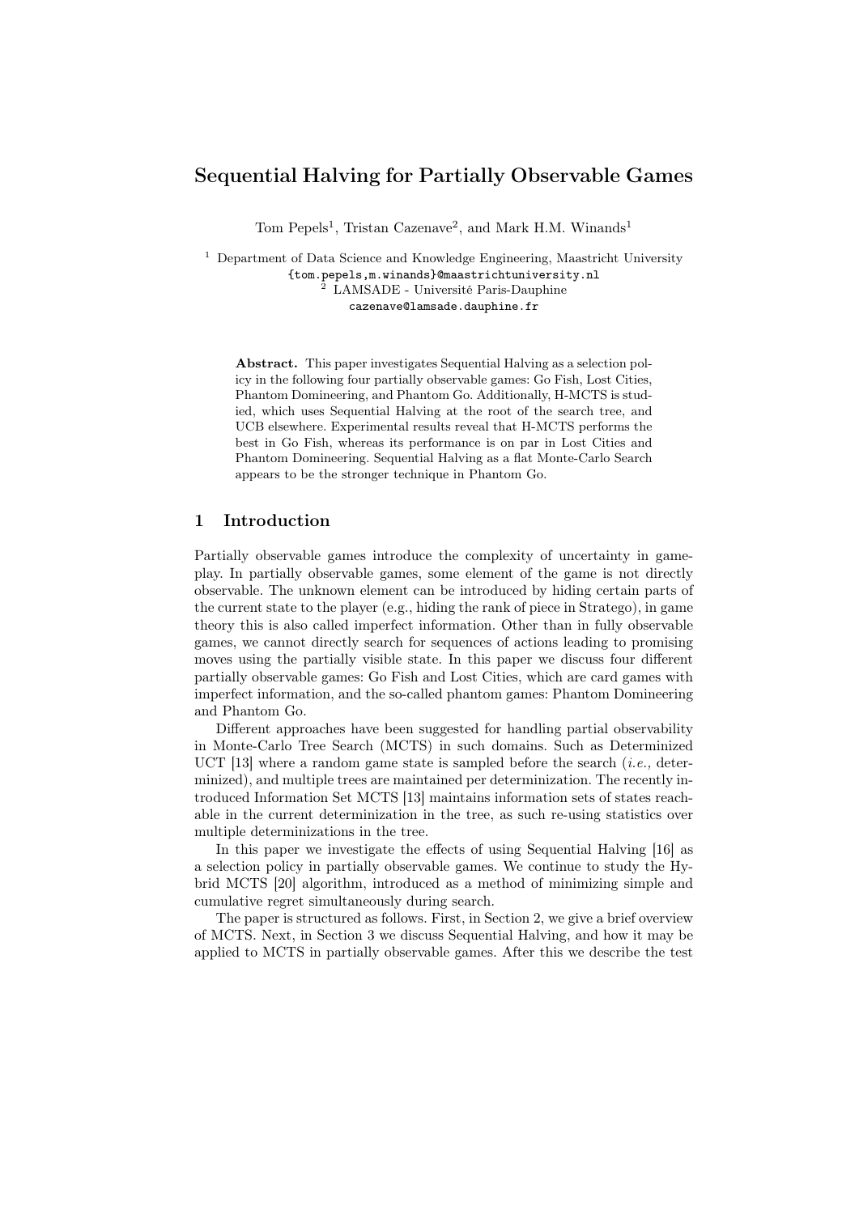# Sequential Halving for Partially Observable Games

Tom Pepels[1], Tristan Cazenave[2], and Mark H.M. Winands[1]

[1] Department of Data Science and Knowledge Engineering, Maastricht University
{tom.pepels,m.winands}@maastrichtuniversity.nl
[2] LAMSADE - Université Paris-Dauphine
cazenave@lamsade.dauphine.fr

**Abstract.** This paper investigates Sequential Halving as a selection policy in the following four partially observable games: Go Fish, Lost Cities, Phantom Domineering, and Phantom Go. Additionally, H-MCTS is studied, which uses Sequential Halving at the root of the search tree, and UCB elsewhere. Experimental results reveal that H-MCTS performs the best in Go Fish, whereas its performance is on par in Lost Cities and Phantom Domineering. Sequential Halving as a flat Monte-Carlo Search appears to be the stronger technique in Phantom Go.

## 1 Introduction

Partially observable games introduce the complexity of uncertainty in game-play. In partially observable games, some element of the game is not directly observable. The unknown element can be introduced by hiding certain parts of the current state to the player (e.g., hiding the rank of piece in Stratego), in game theory this is also called imperfect information. Other than in fully observable games, we cannot directly search for sequences of actions leading to promising moves using the partially visible state. In this paper we discuss four different partially observable games: Go Fish and Lost Cities, which are card games with imperfect information, and the so-called phantom games: Phantom Domineering and Phantom Go.

Different approaches have been suggested for handling partial observability in Monte-Carlo Tree Search (MCTS) in such domains. Such as Determinized UCT [13] where a random game state is sampled before the search (*i.e.,* determinized), and multiple trees are maintained per determinization. The recently introduced Information Set MCTS [13] maintains information sets of states reachable in the current determinization in the tree, as such re-using statistics over multiple determinizations in the tree.

In this paper we investigate the effects of using Sequential Halving [16] as a selection policy in partially observable games. We continue to study the Hybrid MCTS [20] algorithm, introduced as a method of minimizing simple and cumulative regret simultaneously during search.

The paper is structured as follows. First, in Section 2, we give a brief overview of MCTS. Next, in Section 3 we discuss Sequential Halving, and how it may be applied to MCTS in partially observable games. After this we describe the test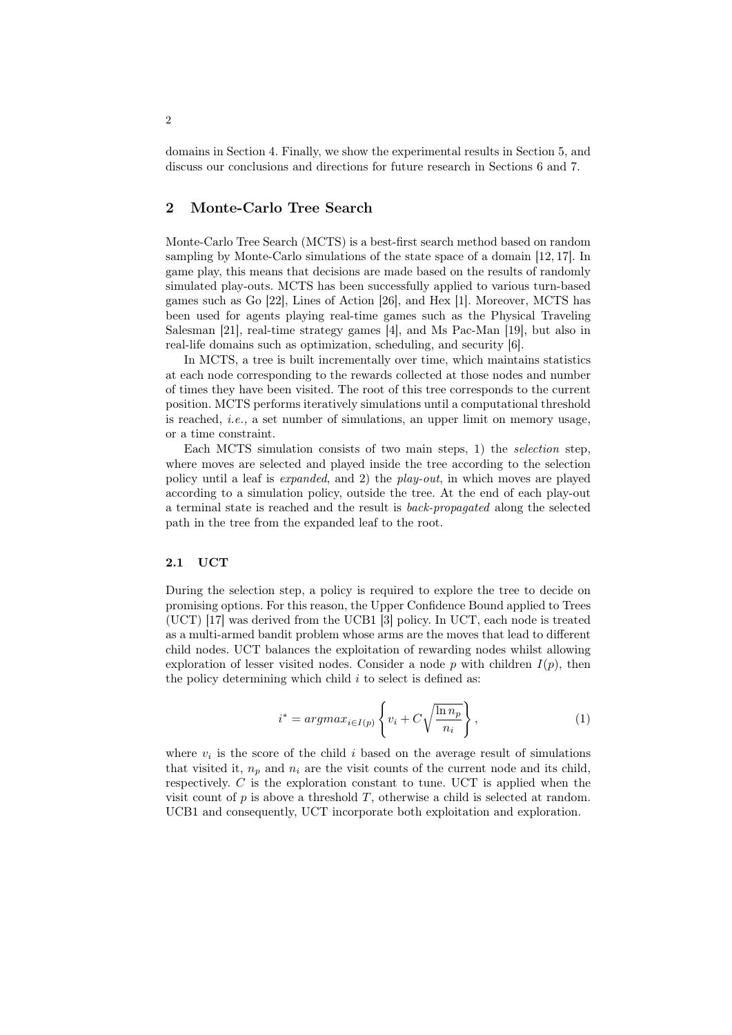domains in Section 4. Finally, we show the experimental results in Section 5, and discuss our conclusions and directions for future research in Sections 6 and 7.

## 2 Monte-Carlo Tree Search

Monte-Carlo Tree Search (MCTS) is a best-first search method based on random sampling by Monte-Carlo simulations of the state space of a domain [12, 17]. In game play, this means that decisions are made based on the results of randomly simulated play-outs. MCTS has been successfully applied to various turn-based games such as Go [22], Lines of Action [26], and Hex [1]. Moreover, MCTS has been used for agents playing real-time games such as the Physical Traveling Salesman [21], real-time strategy games [4], and Ms Pac-Man [19], but also in real-life domains such as optimization, scheduling, and security [6].

In MCTS, a tree is built incrementally over time, which maintains statistics at each node corresponding to the rewards collected at those nodes and number of times they have been visited. The root of this tree corresponds to the current position. MCTS performs iteratively simulations until a computational threshold is reached, *i.e.,* a set number of simulations, an upper limit on memory usage, or a time constraint.

Each MCTS simulation consists of two main steps, 1) the *selection* step, where moves are selected and played inside the tree according to the selection policy until a leaf is *expanded*, and 2) the *play-out*, in which moves are played according to a simulation policy, outside the tree. At the end of each play-out a terminal state is reached and the result is *back-propagated* along the selected path in the tree from the expanded leaf to the root.

### 2.1 UCT

During the selection step, a policy is required to explore the tree to decide on promising options. For this reason, the Upper Confidence Bound applied to Trees (UCT) [17] was derived from the UCB1 [3] policy. In UCT, each node is treated as a multi-armed bandit problem whose arms are the moves that lead to different child nodes. UCT balances the exploitation of rewarding nodes whilst allowing exploration of lesser visited nodes. Consider a node $p$ with children $I(p)$, then the policy determining which child $i$ to select is defined as:

$$i^* = argmax_{i \in I(p)} \left\{ v_i + C \sqrt{\frac{\ln n_p}{n_i}} \right\}, \tag{1}$$

where $v_i$ is the score of the child $i$ based on the average result of simulations that visited it, $n_p$ and $n_i$ are the visit counts of the current node and its child, respectively. $C$ is the exploration constant to tune. UCT is applied when the visit count of $p$ is above a threshold $T$, otherwise a child is selected at random. UCB1 and consequently, UCT incorporate both exploitation and exploration.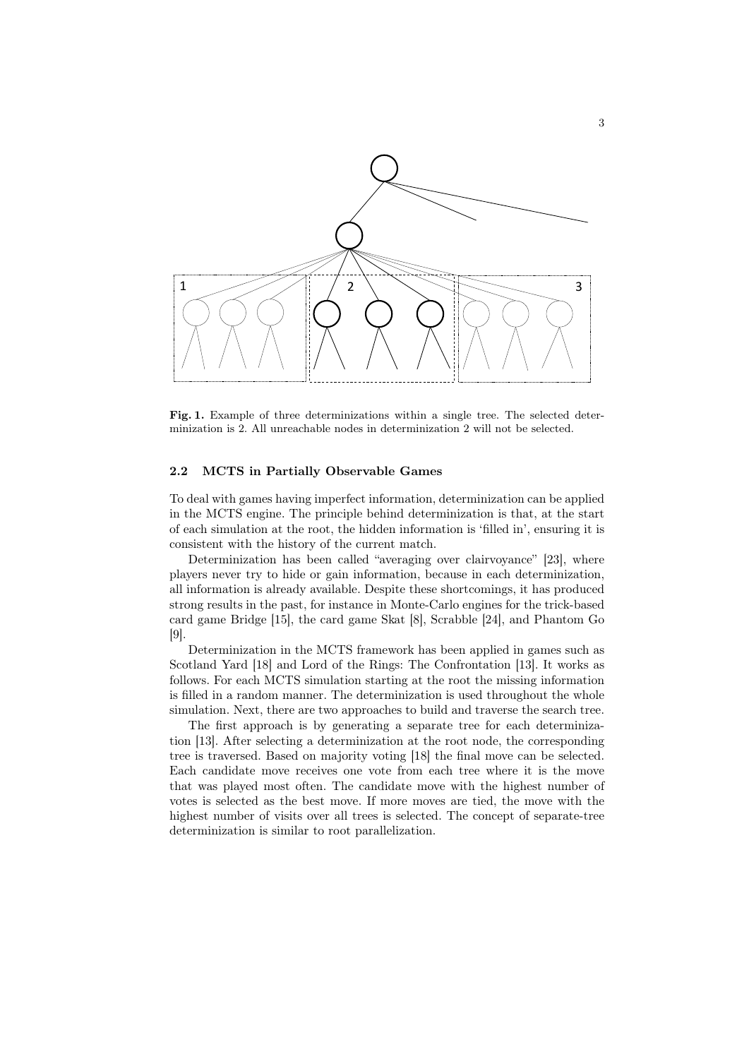**Fig. 1.** Example of three determinizations within a single tree. The selected determinization is 2. All unreachable nodes in determinization 2 will not be selected.

### 2.2 MCTS in Partially Observable Games

To deal with games having imperfect information, determinization can be applied in the MCTS engine. The principle behind determinization is that, at the start of each simulation at the root, the hidden information is 'filled in', ensuring it is consistent with the history of the current match.

Determinization has been called "averaging over clairvoyance" [23], where players never try to hide or gain information, because in each determinization, all information is already available. Despite these shortcomings, it has produced strong results in the past, for instance in Monte-Carlo engines for the trick-based card game Bridge [15], the card game Skat [8], Scrabble [24], and Phantom Go [9].

Determinization in the MCTS framework has been applied in games such as Scotland Yard [18] and Lord of the Rings: The Confrontation [13]. It works as follows. For each MCTS simulation starting at the root the missing information is filled in a random manner. The determinization is used throughout the whole simulation. Next, there are two approaches to build and traverse the search tree.

The first approach is by generating a separate tree for each determinization [13]. After selecting a determinization at the root node, the corresponding tree is traversed. Based on majority voting [18] the final move can be selected. Each candidate move receives one vote from each tree where it is the move that was played most often. The candidate move with the highest number of votes is selected as the best move. If more moves are tied, the move with the highest number of visits over all trees is selected. The concept of separate-tree determinization is similar to root parallelization.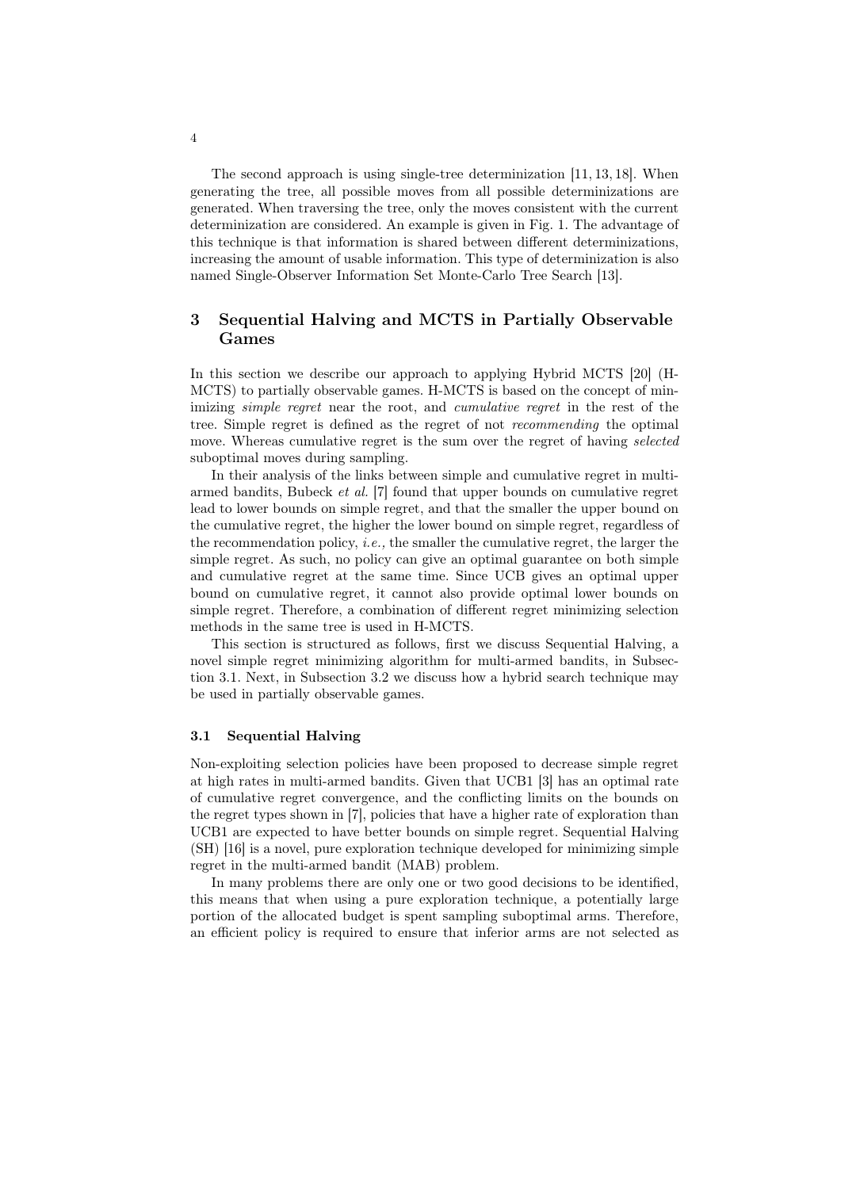The second approach is using single-tree determinization [11, 13, 18]. When generating the tree, all possible moves from all possible determinizations are generated. When traversing the tree, only the moves consistent with the current determinization are considered. An example is given in Fig. 1. The advantage of this technique is that information is shared between different determinizations, increasing the amount of usable information. This type of determinization is also named Single-Observer Information Set Monte-Carlo Tree Search [13].

## 3 Sequential Halving and MCTS in Partially Observable Games

In this section we describe our approach to applying Hybrid MCTS [20] (H-MCTS) to partially observable games. H-MCTS is based on the concept of minimizing *simple regret* near the root, and *cumulative regret* in the rest of the tree. Simple regret is defined as the regret of not *recommending* the optimal move. Whereas cumulative regret is the sum over the regret of having *selected* suboptimal moves during sampling.

In their analysis of the links between simple and cumulative regret in multi-armed bandits, Bubeck *et al.* [7] found that upper bounds on cumulative regret lead to lower bounds on simple regret, and that the smaller the upper bound on the cumulative regret, the higher the lower bound on simple regret, regardless of the recommendation policy, *i.e.,* the smaller the cumulative regret, the larger the simple regret. As such, no policy can give an optimal guarantee on both simple and cumulative regret at the same time. Since UCB gives an optimal upper bound on cumulative regret, it cannot also provide optimal lower bounds on simple regret. Therefore, a combination of different regret minimizing selection methods in the same tree is used in H-MCTS.

This section is structured as follows, first we discuss Sequential Halving, a novel simple regret minimizing algorithm for multi-armed bandits, in Subsection 3.1. Next, in Subsection 3.2 we discuss how a hybrid search technique may be used in partially observable games.

### 3.1 Sequential Halving

Non-exploiting selection policies have been proposed to decrease simple regret at high rates in multi-armed bandits. Given that UCB1 [3] has an optimal rate of cumulative regret convergence, and the conflicting limits on the bounds on the regret types shown in [7], policies that have a higher rate of exploration than UCB1 are expected to have better bounds on simple regret. Sequential Halving (SH) [16] is a novel, pure exploration technique developed for minimizing simple regret in the multi-armed bandit (MAB) problem.

In many problems there are only one or two good decisions to be identified, this means that when using a pure exploration technique, a potentially large portion of the allocated budget is spent sampling suboptimal arms. Therefore, an efficient policy is required to ensure that inferior arms are not selected as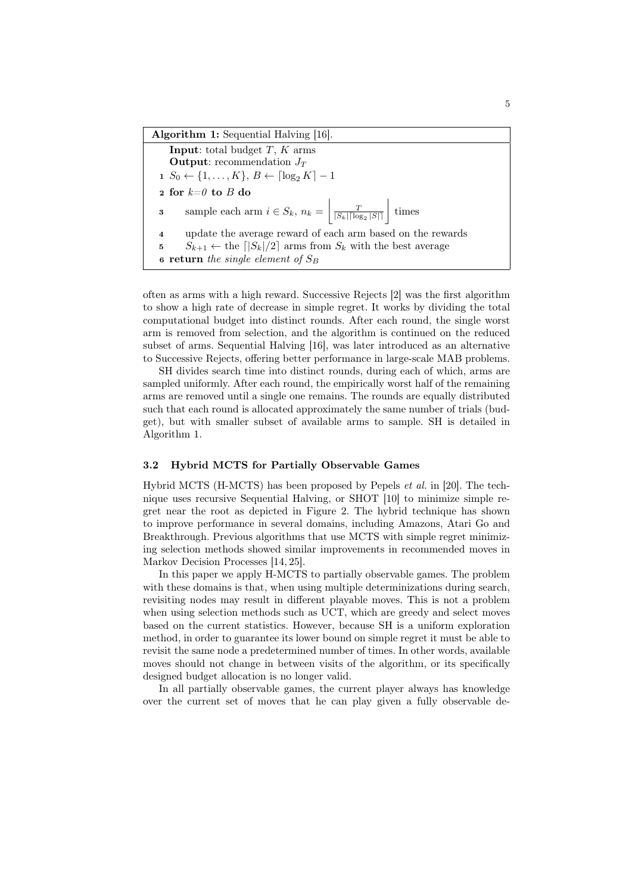**Algorithm 1:** Sequential Halving [16].

**Input**: total budget $T$, $K$ arms
**Output**: recommendation $J_T$

1 $S_0 \leftarrow \{1, \ldots, K\}$, $B \leftarrow \lceil \log_2 K \rceil - 1$
2 **for** $k$=*0* **to** $B$ **do**
3 sample each arm $i \in S_k$, $n_k = \left\lfloor \frac{T}{|S_k| \lceil \log_2 |S| \rceil} \right\rfloor$ times
4 update the average reward of each arm based on the rewards
5 $S_{k+1} \leftarrow$ the $\lceil |S_k|/2 \rceil$ arms from $S_k$ with the best average
6 **return** *the single element of* $S_B$

often as arms with a high reward. Successive Rejects [2] was the first algorithm to show a high rate of decrease in simple regret. It works by dividing the total computational budget into distinct rounds. After each round, the single worst arm is removed from selection, and the algorithm is continued on the reduced subset of arms. Sequential Halving [16], was later introduced as an alternative to Successive Rejects, offering better performance in large-scale MAB problems.

SH divides search time into distinct rounds, during each of which, arms are sampled uniformly. After each round, the empirically worst half of the remaining arms are removed until a single one remains. The rounds are equally distributed such that each round is allocated approximately the same number of trials (budget), but with smaller subset of available arms to sample. SH is detailed in Algorithm 1.

### 3.2 Hybrid MCTS for Partially Observable Games

Hybrid MCTS (H-MCTS) has been proposed by Pepels *et al.* in [20]. The technique uses recursive Sequential Halving, or SHOT [10] to minimize simple regret near the root as depicted in Figure 2. The hybrid technique has shown to improve performance in several domains, including Amazons, Atari Go and Breakthrough. Previous algorithms that use MCTS with simple regret minimizing selection methods showed similar improvements in recommended moves in Markov Decision Processes [14, 25].

In this paper we apply H-MCTS to partially observable games. The problem with these domains is that, when using multiple determinizations during search, revisiting nodes may result in different playable moves. This is not a problem when using selection methods such as UCT, which are greedy and select moves based on the current statistics. However, because SH is a uniform exploration method, in order to guarantee its lower bound on simple regret it must be able to revisit the same node a predetermined number of times. In other words, available moves should not change in between visits of the algorithm, or its specifically designed budget allocation is no longer valid.

In all partially observable games, the current player always has knowledge over the current set of moves that he can play given a fully observable de-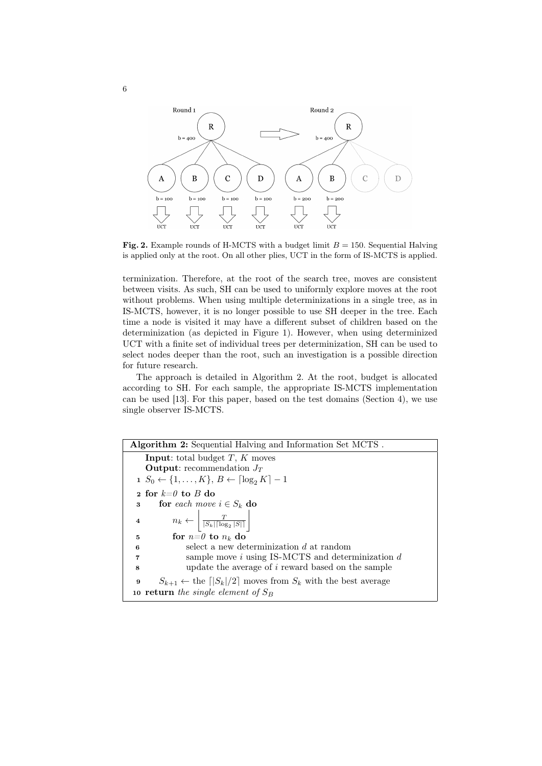**Fig. 2.** Example rounds of H-MCTS with a budget limit $B = 150$. Sequential Halving is applied only at the root. On all other plies, UCT in the form of IS-MCTS is applied.

terminization. Therefore, at the root of the search tree, moves are consistent between visits. As such, SH can be used to uniformly explore moves at the root without problems. When using multiple determinizations in a single tree, as in IS-MCTS, however, it is no longer possible to use SH deeper in the tree. Each time a node is visited it may have a different subset of children based on the determinization (as depicted in Figure 1). However, when using determinized UCT with a finite set of individual trees per determinization, SH can be used to select nodes deeper than the root, such an investigation is a possible direction for future research.

The approach is detailed in Algorithm 2. At the root, budget is allocated according to SH. For each sample, the appropriate IS-MCTS implementation can be used [13]. For this paper, based on the test domains (Section 4), we use single observer IS-MCTS.

**Algorithm 2:** Sequential Halving and Information Set MCTS .

```
   Input: total budget T, K moves
   Output: recommendation J_T
 1 S_0 ← {1, ..., K}, B ← ⌈log_2 K⌉ − 1
 2 for k=0 to B do
 3     for each move i ∈ S_k do
 4         n_k ← ⌊ T / (|S_k|⌈log_2 |S|⌉) ⌋
 5         for n=0 to n_k do
 6             select a new determinization d at random
 7             sample move i using IS-MCTS and determinization d
 8             update the average of i reward based on the sample
 9     S_{k+1} ← the ⌈|S_k|/2⌉ moves from S_k with the best average
10 return the single element of S_B
```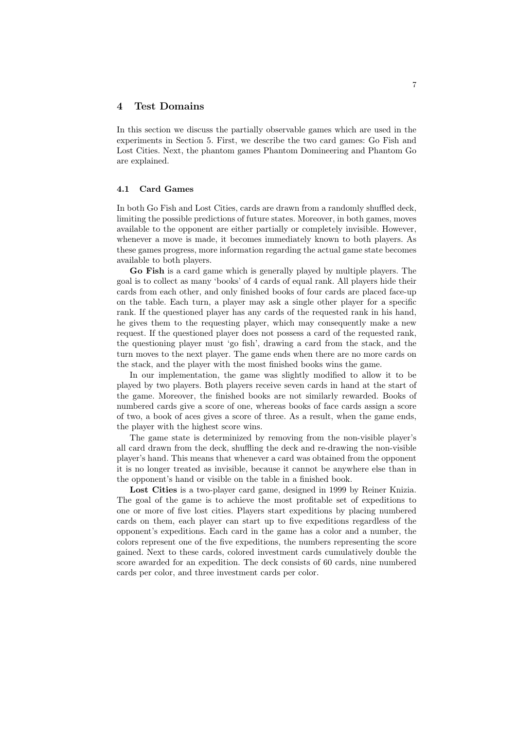## 4 Test Domains

In this section we discuss the partially observable games which are used in the experiments in Section 5. First, we describe the two card games: Go Fish and Lost Cities. Next, the phantom games Phantom Domineering and Phantom Go are explained.

### 4.1 Card Games

In both Go Fish and Lost Cities, cards are drawn from a randomly shuffled deck, limiting the possible predictions of future states. Moreover, in both games, moves available to the opponent are either partially or completely invisible. However, whenever a move is made, it becomes immediately known to both players. As these games progress, more information regarding the actual game state becomes available to both players.

**Go Fish** is a card game which is generally played by multiple players. The goal is to collect as many 'books' of 4 cards of equal rank. All players hide their cards from each other, and only finished books of four cards are placed face-up on the table. Each turn, a player may ask a single other player for a specific rank. If the questioned player has any cards of the requested rank in his hand, he gives them to the requesting player, which may consequently make a new request. If the questioned player does not possess a card of the requested rank, the questioning player must 'go fish', drawing a card from the stack, and the turn moves to the next player. The game ends when there are no more cards on the stack, and the player with the most finished books wins the game.

In our implementation, the game was slightly modified to allow it to be played by two players. Both players receive seven cards in hand at the start of the game. Moreover, the finished books are not similarly rewarded. Books of numbered cards give a score of one, whereas books of face cards assign a score of two, a book of aces gives a score of three. As a result, when the game ends, the player with the highest score wins.

The game state is determinized by removing from the non-visible player's all card drawn from the deck, shuffling the deck and re-drawing the non-visible player's hand. This means that whenever a card was obtained from the opponent it is no longer treated as invisible, because it cannot be anywhere else than in the opponent's hand or visible on the table in a finished book.

**Lost Cities** is a two-player card game, designed in 1999 by Reiner Knizia. The goal of the game is to achieve the most profitable set of expeditions to one or more of five lost cities. Players start expeditions by placing numbered cards on them, each player can start up to five expeditions regardless of the opponent's expeditions. Each card in the game has a color and a number, the colors represent one of the five expeditions, the numbers representing the score gained. Next to these cards, colored investment cards cumulatively double the score awarded for an expedition. The deck consists of 60 cards, nine numbered cards per color, and three investment cards per color.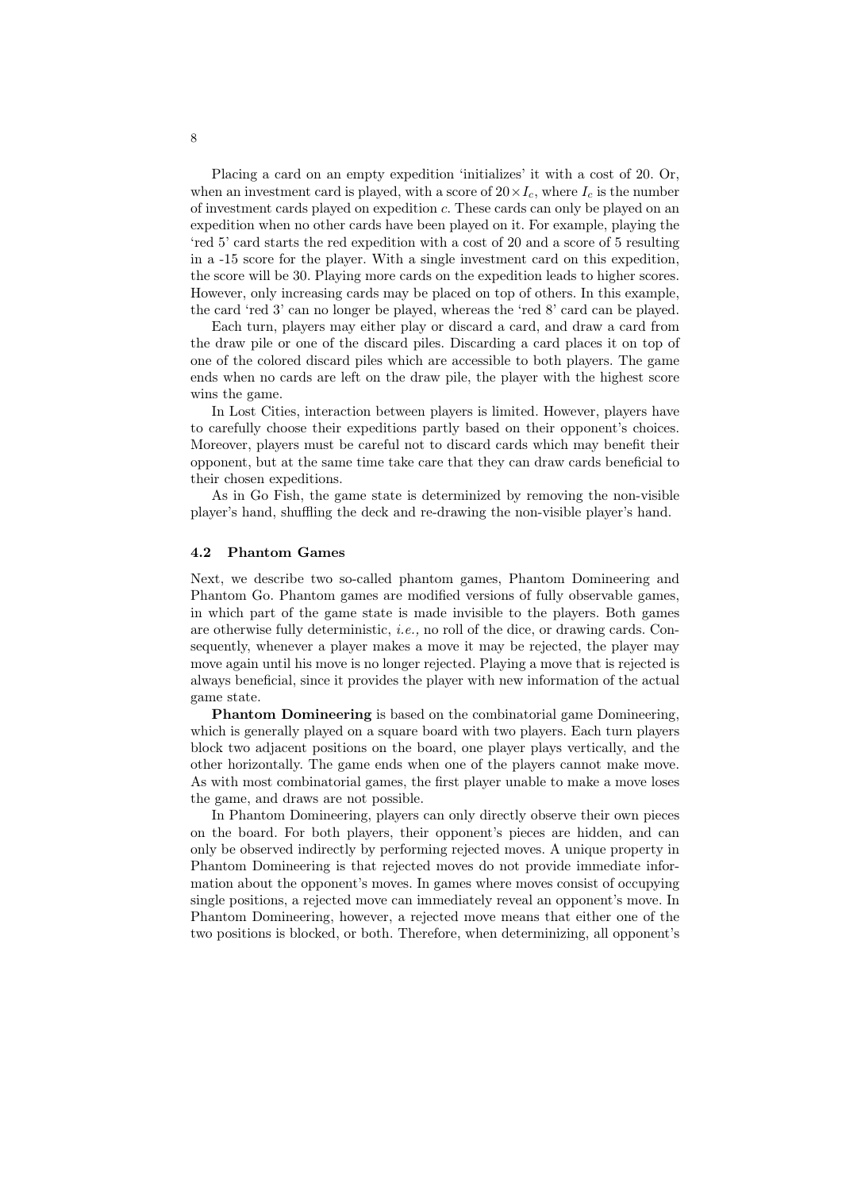Placing a card on an empty expedition 'initializes' it with a cost of 20. Or, when an investment card is played, with a score of $20 \times I_c$, where $I_c$ is the number of investment cards played on expedition $c$. These cards can only be played on an expedition when no other cards have been played on it. For example, playing the 'red 5' card starts the red expedition with a cost of 20 and a score of 5 resulting in a -15 score for the player. With a single investment card on this expedition, the score will be 30. Playing more cards on the expedition leads to higher scores. However, only increasing cards may be placed on top of others. In this example, the card 'red 3' can no longer be played, whereas the 'red 8' card can be played.

Each turn, players may either play or discard a card, and draw a card from the draw pile or one of the discard piles. Discarding a card places it on top of one of the colored discard piles which are accessible to both players. The game ends when no cards are left on the draw pile, the player with the highest score wins the game.

In Lost Cities, interaction between players is limited. However, players have to carefully choose their expeditions partly based on their opponent's choices. Moreover, players must be careful not to discard cards which may benefit their opponent, but at the same time take care that they can draw cards beneficial to their chosen expeditions.

As in Go Fish, the game state is determinized by removing the non-visible player's hand, shuffling the deck and re-drawing the non-visible player's hand.

### 4.2 Phantom Games

Next, we describe two so-called phantom games, Phantom Domineering and Phantom Go. Phantom games are modified versions of fully observable games, in which part of the game state is made invisible to the players. Both games are otherwise fully deterministic, *i.e.,* no roll of the dice, or drawing cards. Consequently, whenever a player makes a move it may be rejected, the player may move again until his move is no longer rejected. Playing a move that is rejected is always beneficial, since it provides the player with new information of the actual game state.

**Phantom Domineering** is based on the combinatorial game Domineering, which is generally played on a square board with two players. Each turn players block two adjacent positions on the board, one player plays vertically, and the other horizontally. The game ends when one of the players cannot make move. As with most combinatorial games, the first player unable to make a move loses the game, and draws are not possible.

In Phantom Domineering, players can only directly observe their own pieces on the board. For both players, their opponent's pieces are hidden, and can only be observed indirectly by performing rejected moves. A unique property in Phantom Domineering is that rejected moves do not provide immediate information about the opponent's moves. In games where moves consist of occupying single positions, a rejected move can immediately reveal an opponent's move. In Phantom Domineering, however, a rejected move means that either one of the two positions is blocked, or both. Therefore, when determinizing, all opponent's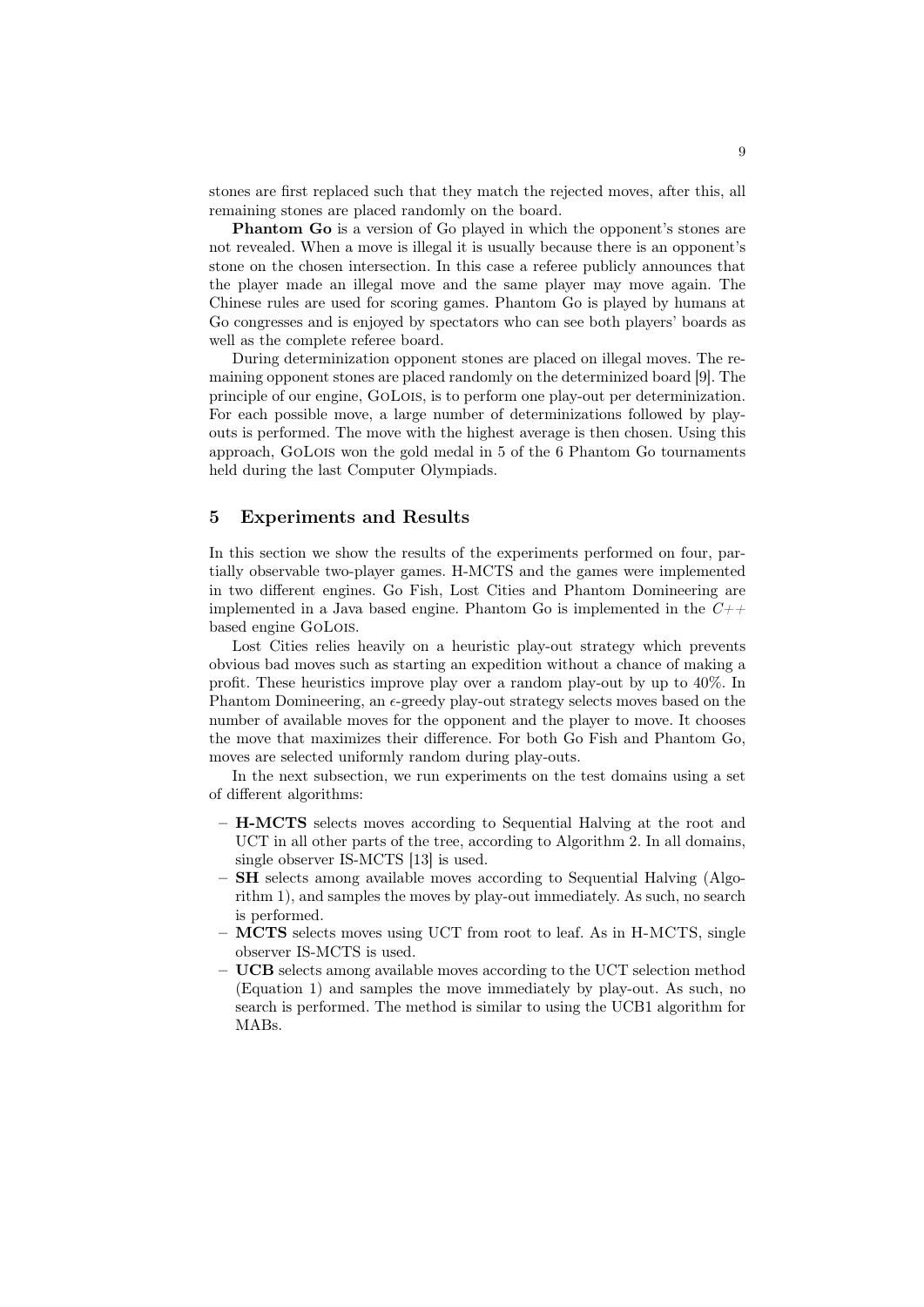stones are first replaced such that they match the rejected moves, after this, all remaining stones are placed randomly on the board.

**Phantom Go** is a version of Go played in which the opponent's stones are not revealed. When a move is illegal it is usually because there is an opponent's stone on the chosen intersection. In this case a referee publicly announces that the player made an illegal move and the same player may move again. The Chinese rules are used for scoring games. Phantom Go is played by humans at Go congresses and is enjoyed by spectators who can see both players' boards as well as the complete referee board.

During determinization opponent stones are placed on illegal moves. The remaining opponent stones are placed randomly on the determinized board [9]. The principle of our engine, GoLois, is to perform one play-out per determinization. For each possible move, a large number of determinizations followed by play-outs is performed. The move with the highest average is then chosen. Using this approach, GoLois won the gold medal in 5 of the 6 Phantom Go tournaments held during the last Computer Olympiads.

## 5 Experiments and Results

In this section we show the results of the experiments performed on four, partially observable two-player games. H-MCTS and the games were implemented in two different engines. Go Fish, Lost Cities and Phantom Domineering are implemented in a Java based engine. Phantom Go is implemented in the *C++* based engine GoLois.

Lost Cities relies heavily on a heuristic play-out strategy which prevents obvious bad moves such as starting an expedition without a chance of making a profit. These heuristics improve play over a random play-out by up to 40%. In Phantom Domineering, an $\epsilon$-greedy play-out strategy selects moves based on the number of available moves for the opponent and the player to move. It chooses the move that maximizes their difference. For both Go Fish and Phantom Go, moves are selected uniformly random during play-outs.

In the next subsection, we run experiments on the test domains using a set of different algorithms:

- **H-MCTS** selects moves according to Sequential Halving at the root and UCT in all other parts of the tree, according to Algorithm 2. In all domains, single observer IS-MCTS [13] is used.
- **SH** selects among available moves according to Sequential Halving (Algorithm 1), and samples the moves by play-out immediately. As such, no search is performed.
- **MCTS** selects moves using UCT from root to leaf. As in H-MCTS, single observer IS-MCTS is used.
- **UCB** selects among available moves according to the UCT selection method (Equation 1) and samples the move immediately by play-out. As such, no search is performed. The method is similar to using the UCB1 algorithm for MABs.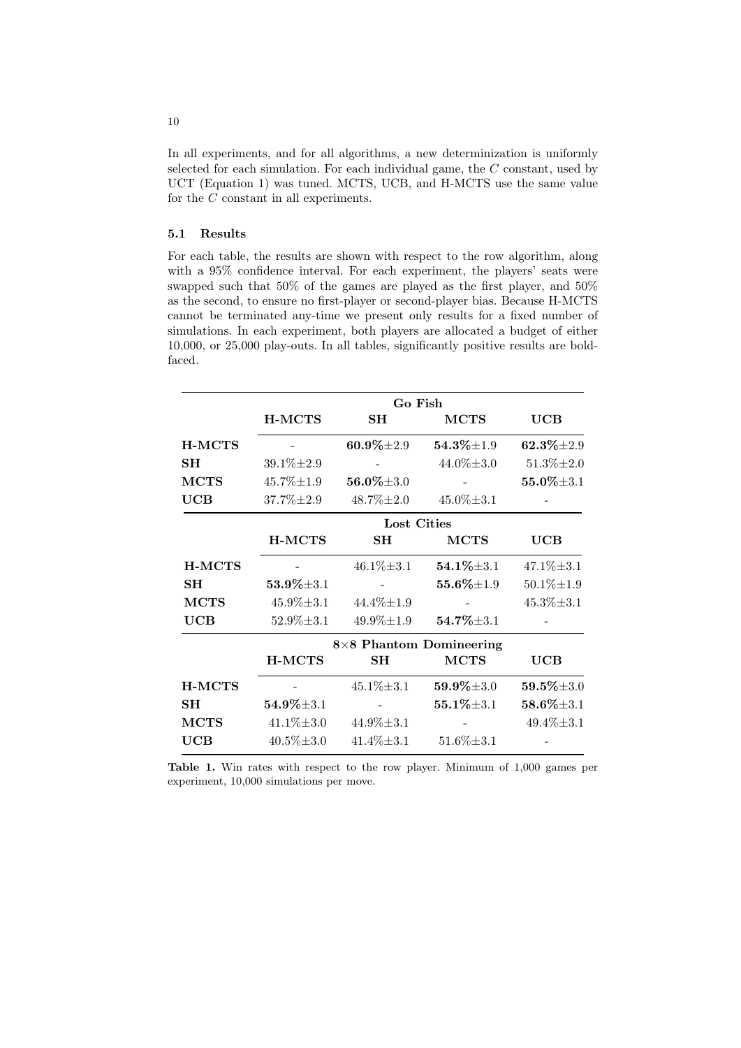In all experiments, and for all algorithms, a new determinization is uniformly selected for each simulation. For each individual game, the $C$ constant, used by UCT (Equation 1) was tuned. MCTS, UCB, and H-MCTS use the same value for the $C$ constant in all experiments.

### 5.1 Results

For each table, the results are shown with respect to the row algorithm, along with a 95% confidence interval. For each experiment, the players' seats were swapped such that 50% of the games are played as the first player, and 50% as the second, to ensure no first-player or second-player bias. Because H-MCTS cannot be terminated any-time we present only results for a fixed number of simulations. In each experiment, both players are allocated a budget of either 10,000, or 25,000 play-outs. In all tables, significantly positive results are boldfaced.

| | **Go Fish** | | | |
|---|---|---|---|---|
| | **H-MCTS** | **SH** | **MCTS** | **UCB** |
| **H-MCTS** | - | **60.9%**±2.9 | **54.3%**±1.9 | **62.3%**±2.9 |
| **SH** | 39.1%±2.9 | - | 44.0%±3.0 | 51.3%±2.0 |
| **MCTS** | 45.7%±1.9 | **56.0%**±3.0 | - | **55.0%**±3.1 |
| **UCB** | 37.7%±2.9 | 48.7%±2.0 | 45.0%±3.1 | - |
| | **Lost Cities** | | | |
| | **H-MCTS** | **SH** | **MCTS** | **UCB** |
| **H-MCTS** | - | 46.1%±3.1 | **54.1%**±3.1 | 47.1%±3.1 |
| **SH** | **53.9%**±3.1 | - | **55.6%**±1.9 | 50.1%±1.9 |
| **MCTS** | 45.9%±3.1 | 44.4%±1.9 | - | 45.3%±3.1 |
| **UCB** | 52.9%±3.1 | 49.9%±1.9 | **54.7%**±3.1 | - |
| | **8×8 Phantom Domineering** | | | |
| | **H-MCTS** | **SH** | **MCTS** | **UCB** |
| **H-MCTS** | - | 45.1%±3.1 | **59.9%**±3.0 | **59.5%**±3.0 |
| **SH** | **54.9%**±3.1 | - | **55.1%**±3.1 | **58.6%**±3.1 |
| **MCTS** | 41.1%±3.0 | 44.9%±3.1 | - | 49.4%±3.1 |
| **UCB** | 40.5%±3.0 | 41.4%±3.1 | 51.6%±3.1 | - |

**Table 1.** Win rates with respect to the row player. Minimum of 1,000 games per experiment, 10,000 simulations per move.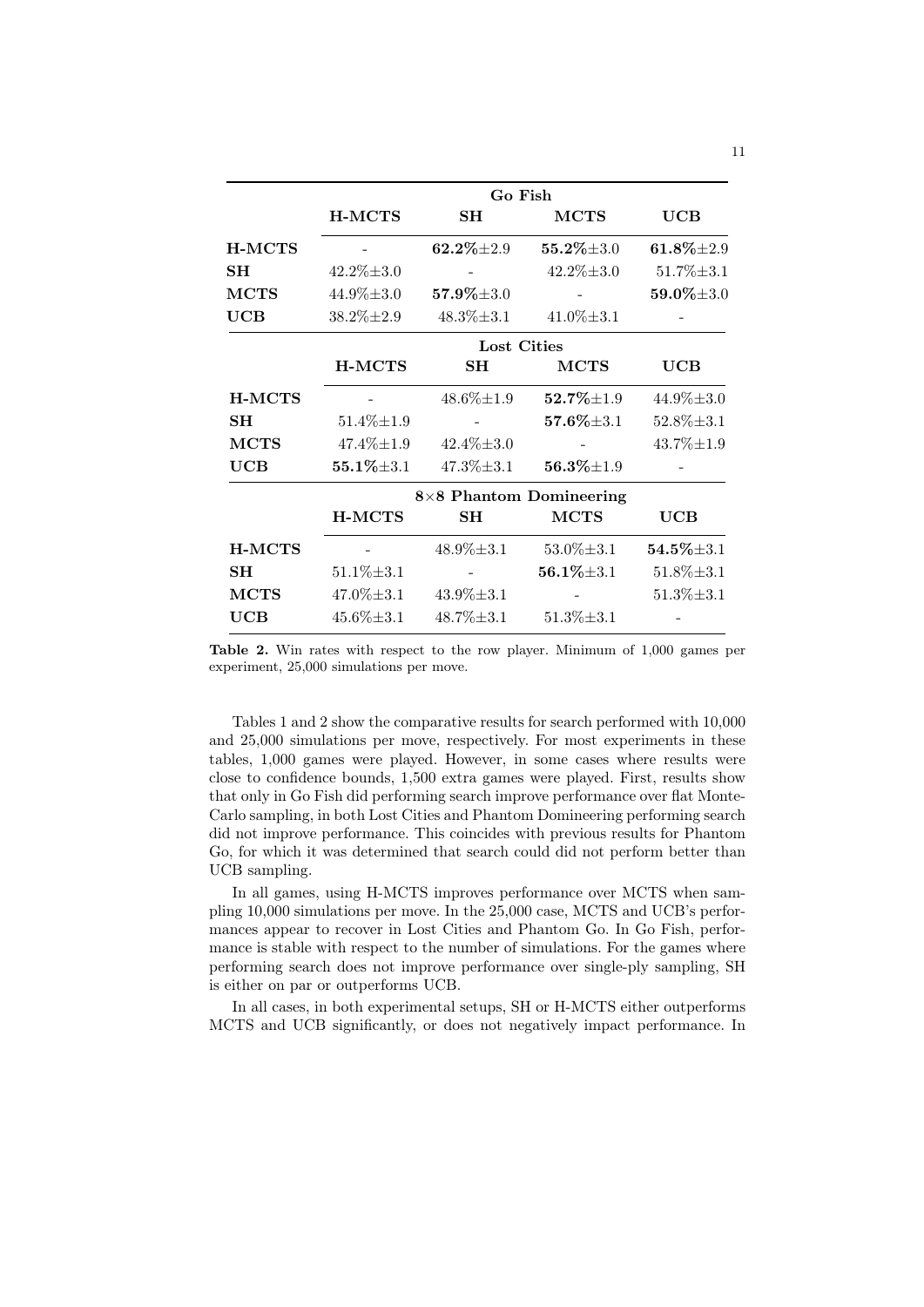| | **Go Fish** | | | |
|---|---|---|---|---|
| | **H-MCTS** | **SH** | **MCTS** | **UCB** |
| **H-MCTS** | - | **62.2%**±2.9 | **55.2%**±3.0 | **61.8%**±2.9 |
| **SH** | 42.2%±3.0 | - | 42.2%±3.0 | 51.7%±3.1 |
| **MCTS** | 44.9%±3.0 | **57.9%**±3.0 | - | **59.0%**±3.0 |
| **UCB** | 38.2%±2.9 | 48.3%±3.1 | 41.0%±3.1 | - |
| | **Lost Cities** | | | |
| | **H-MCTS** | **SH** | **MCTS** | **UCB** |
| **H-MCTS** | - | 48.6%±1.9 | **52.7%**±1.9 | 44.9%±3.0 |
| **SH** | 51.4%±1.9 | - | **57.6%**±3.1 | 52.8%±3.1 |
| **MCTS** | 47.4%±1.9 | 42.4%±3.0 | - | 43.7%±1.9 |
| **UCB** | **55.1%**±3.1 | 47.3%±3.1 | **56.3%**±1.9 | - |
| | **8×8 Phantom Domineering** | | | |
| | **H-MCTS** | **SH** | **MCTS** | **UCB** |
| **H-MCTS** | - | 48.9%±3.1 | 53.0%±3.1 | **54.5%**±3.1 |
| **SH** | 51.1%±3.1 | - | **56.1%**±3.1 | 51.8%±3.1 |
| **MCTS** | 47.0%±3.1 | 43.9%±3.1 | - | 51.3%±3.1 |
| **UCB** | 45.6%±3.1 | 48.7%±3.1 | 51.3%±3.1 | - |

**Table 2.** Win rates with respect to the row player. Minimum of 1,000 games per experiment, 25,000 simulations per move.

Tables 1 and 2 show the comparative results for search performed with 10,000 and 25,000 simulations per move, respectively. For most experiments in these tables, 1,000 games were played. However, in some cases where results were close to confidence bounds, 1,500 extra games were played. First, results show that only in Go Fish did performing search improve performance over flat Monte-Carlo sampling, in both Lost Cities and Phantom Domineering performing search did not improve performance. This coincides with previous results for Phantom Go, for which it was determined that search could did not perform better than UCB sampling.

In all games, using H-MCTS improves performance over MCTS when sampling 10,000 simulations per move. In the 25,000 case, MCTS and UCB's performances appear to recover in Lost Cities and Phantom Go. In Go Fish, performance is stable with respect to the number of simulations. For the games where performing search does not improve performance over single-ply sampling, SH is either on par or outperforms UCB.

In all cases, in both experimental setups, SH or H-MCTS either outperforms MCTS and UCB significantly, or does not negatively impact performance. In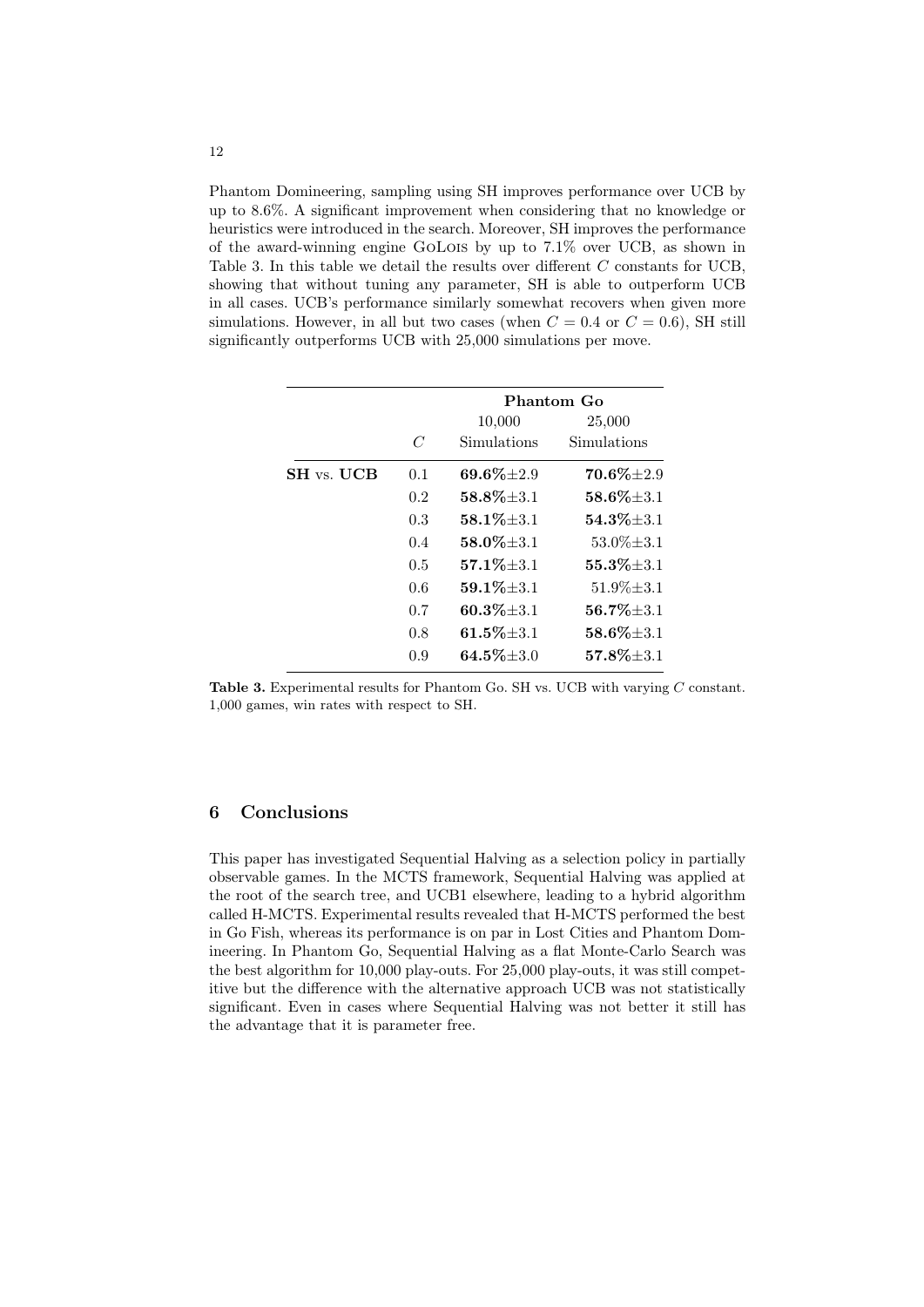Phantom Domineering, sampling using SH improves performance over UCB by up to 8.6%. A significant improvement when considering that no knowledge or heuristics were introduced in the search. Moreover, SH improves the performance of the award-winning engine GoLois by up to 7.1% over UCB, as shown in Table 3. In this table we detail the results over different $C$ constants for UCB, showing that without tuning any parameter, SH is able to outperform UCB in all cases. UCB's performance similarly somewhat recovers when given more simulations. However, in all but two cases (when $C = 0.4$ or $C = 0.6$), SH still significantly outperforms UCB with 25,000 simulations per move.

| | | **Phantom Go** | |
|---|---|---|---|
| | $C$ | 10,000 Simulations | 25,000 Simulations |
| **SH** vs. **UCB** | 0.1 | **69.6%**±2.9 | **70.6%**±2.9 |
| | 0.2 | **58.8%**±3.1 | **58.6%**±3.1 |
| | 0.3 | **58.1%**±3.1 | **54.3%**±3.1 |
| | 0.4 | **58.0%**±3.1 | 53.0%±3.1 |
| | 0.5 | **57.1%**±3.1 | **55.3%**±3.1 |
| | 0.6 | **59.1%**±3.1 | 51.9%±3.1 |
| | 0.7 | **60.3%**±3.1 | **56.7%**±3.1 |
| | 0.8 | **61.5%**±3.1 | **58.6%**±3.1 |
| | 0.9 | **64.5%**±3.0 | **57.8%**±3.1 |

**Table 3.** Experimental results for Phantom Go. SH vs. UCB with varying $C$ constant. 1,000 games, win rates with respect to SH.

## 6 Conclusions

This paper has investigated Sequential Halving as a selection policy in partially observable games. In the MCTS framework, Sequential Halving was applied at the root of the search tree, and UCB1 elsewhere, leading to a hybrid algorithm called H-MCTS. Experimental results revealed that H-MCTS performed the best in Go Fish, whereas its performance is on par in Lost Cities and Phantom Domineering. In Phantom Go, Sequential Halving as a flat Monte-Carlo Search was the best algorithm for 10,000 play-outs. For 25,000 play-outs, it was still competitive but the difference with the alternative approach UCB was not statistically significant. Even in cases where Sequential Halving was not better it still has the advantage that it is parameter free.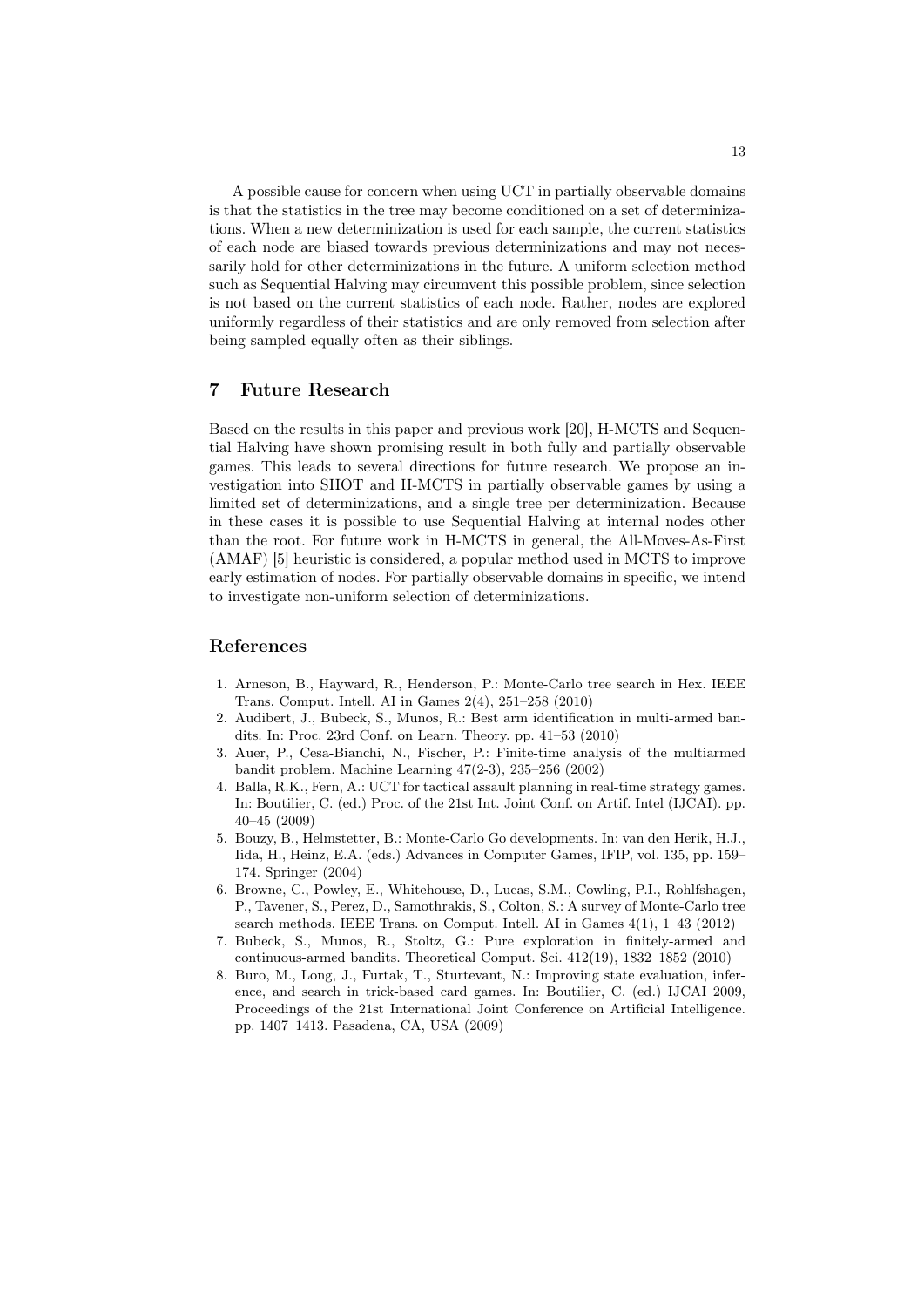A possible cause for concern when using UCT in partially observable domains is that the statistics in the tree may become conditioned on a set of determinizations. When a new determinization is used for each sample, the current statistics of each node are biased towards previous determinizations and may not necessarily hold for other determinizations in the future. A uniform selection method such as Sequential Halving may circumvent this possible problem, since selection is not based on the current statistics of each node. Rather, nodes are explored uniformly regardless of their statistics and are only removed from selection after being sampled equally often as their siblings.

## 7 Future Research

Based on the results in this paper and previous work [20], H-MCTS and Sequential Halving have shown promising result in both fully and partially observable games. This leads to several directions for future research. We propose an investigation into SHOT and H-MCTS in partially observable games by using a limited set of determinizations, and a single tree per determinization. Because in these cases it is possible to use Sequential Halving at internal nodes other than the root. For future work in H-MCTS in general, the All-Moves-As-First (AMAF) [5] heuristic is considered, a popular method used in MCTS to improve early estimation of nodes. For partially observable domains in specific, we intend to investigate non-uniform selection of determinizations.

## References

1. Arneson, B., Hayward, R., Henderson, P.: Monte-Carlo tree search in Hex. IEEE Trans. Comput. Intell. AI in Games 2(4), 251–258 (2010)
2. Audibert, J., Bubeck, S., Munos, R.: Best arm identification in multi-armed bandits. In: Proc. 23rd Conf. on Learn. Theory. pp. 41–53 (2010)
3. Auer, P., Cesa-Bianchi, N., Fischer, P.: Finite-time analysis of the multiarmed bandit problem. Machine Learning 47(2-3), 235–256 (2002)
4. Balla, R.K., Fern, A.: UCT for tactical assault planning in real-time strategy games. In: Boutilier, C. (ed.) Proc. of the 21st Int. Joint Conf. on Artif. Intel (IJCAI). pp. 40–45 (2009)
5. Bouzy, B., Helmstetter, B.: Monte-Carlo Go developments. In: van den Herik, H.J., Iida, H., Heinz, E.A. (eds.) Advances in Computer Games, IFIP, vol. 135, pp. 159–174. Springer (2004)
6. Browne, C., Powley, E., Whitehouse, D., Lucas, S.M., Cowling, P.I., Rohlfshagen, P., Tavener, S., Perez, D., Samothrakis, S., Colton, S.: A survey of Monte-Carlo tree search methods. IEEE Trans. on Comput. Intell. AI in Games 4(1), 1–43 (2012)
7. Bubeck, S., Munos, R., Stoltz, G.: Pure exploration in finitely-armed and continuous-armed bandits. Theoretical Comput. Sci. 412(19), 1832–1852 (2010)
8. Buro, M., Long, J., Furtak, T., Sturtevant, N.: Improving state evaluation, inference, and search in trick-based card games. In: Boutilier, C. (ed.) IJCAI 2009, Proceedings of the 21st International Joint Conference on Artificial Intelligence. pp. 1407–1413. Pasadena, CA, USA (2009)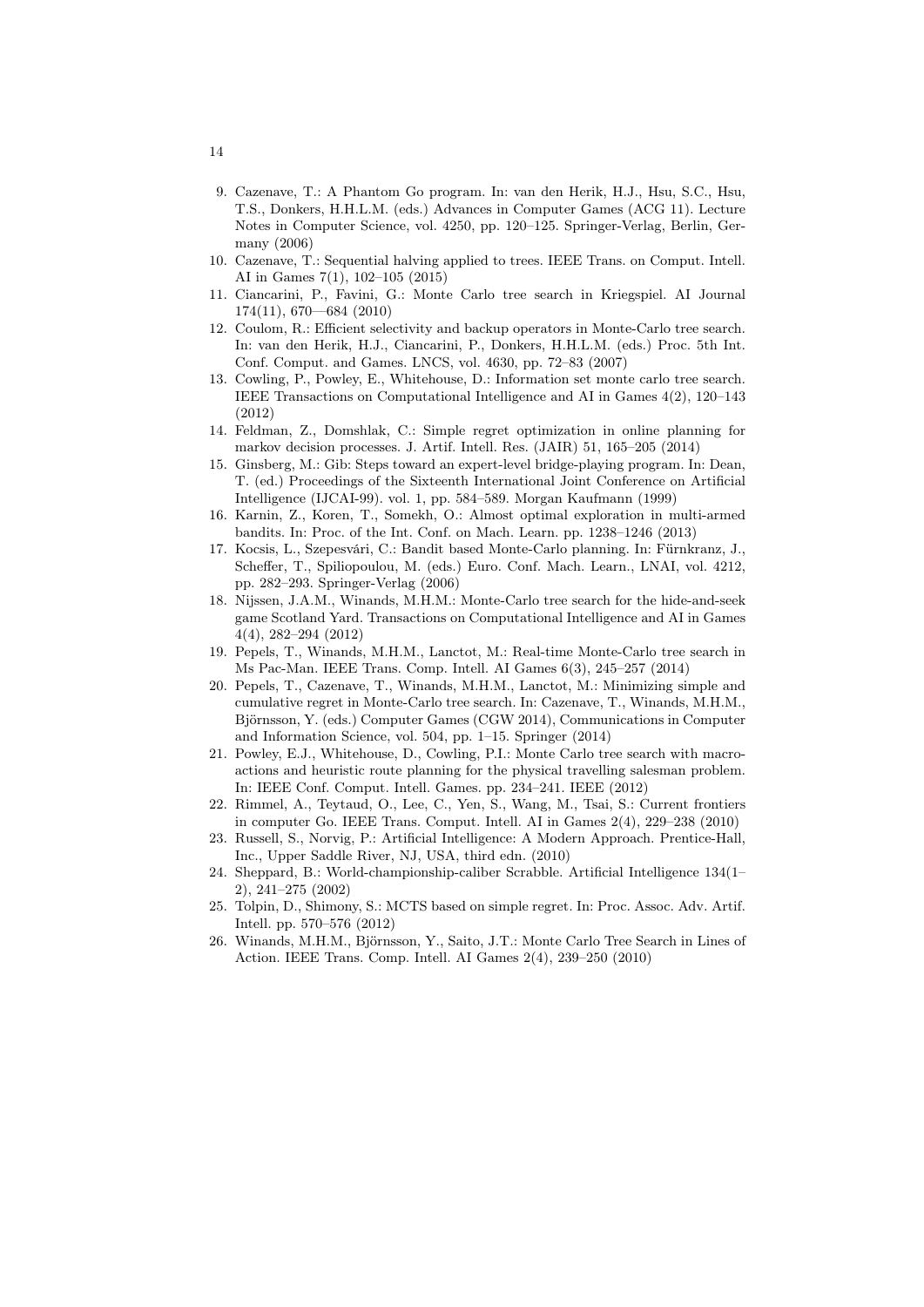9. Cazenave, T.: A Phantom Go program. In: van den Herik, H.J., Hsu, S.C., Hsu, T.S., Donkers, H.H.L.M. (eds.) Advances in Computer Games (ACG 11). Lecture Notes in Computer Science, vol. 4250, pp. 120–125. Springer-Verlag, Berlin, Germany (2006)
10. Cazenave, T.: Sequential halving applied to trees. IEEE Trans. on Comput. Intell. AI in Games 7(1), 102–105 (2015)
11. Ciancarini, P., Favini, G.: Monte Carlo tree search in Kriegspiel. AI Journal 174(11), 670—684 (2010)
12. Coulom, R.: Efficient selectivity and backup operators in Monte-Carlo tree search. In: van den Herik, H.J., Ciancarini, P., Donkers, H.H.L.M. (eds.) Proc. 5th Int. Conf. Comput. and Games. LNCS, vol. 4630, pp. 72–83 (2007)
13. Cowling, P., Powley, E., Whitehouse, D.: Information set monte carlo tree search. IEEE Transactions on Computational Intelligence and AI in Games 4(2), 120–143 (2012)
14. Feldman, Z., Domshlak, C.: Simple regret optimization in online planning for markov decision processes. J. Artif. Intell. Res. (JAIR) 51, 165–205 (2014)
15. Ginsberg, M.: Gib: Steps toward an expert-level bridge-playing program. In: Dean, T. (ed.) Proceedings of the Sixteenth International Joint Conference on Artificial Intelligence (IJCAI-99). vol. 1, pp. 584–589. Morgan Kaufmann (1999)
16. Karnin, Z., Koren, T., Somekh, O.: Almost optimal exploration in multi-armed bandits. In: Proc. of the Int. Conf. on Mach. Learn. pp. 1238–1246 (2013)
17. Kocsis, L., Szepesvári, C.: Bandit based Monte-Carlo planning. In: Fürnkranz, J., Scheffer, T., Spiliopoulou, M. (eds.) Euro. Conf. Mach. Learn., LNAI, vol. 4212, pp. 282–293. Springer-Verlag (2006)
18. Nijssen, J.A.M., Winands, M.H.M.: Monte-Carlo tree search for the hide-and-seek game Scotland Yard. Transactions on Computational Intelligence and AI in Games 4(4), 282–294 (2012)
19. Pepels, T., Winands, M.H.M., Lanctot, M.: Real-time Monte-Carlo tree search in Ms Pac-Man. IEEE Trans. Comp. Intell. AI Games 6(3), 245–257 (2014)
20. Pepels, T., Cazenave, T., Winands, M.H.M., Lanctot, M.: Minimizing simple and cumulative regret in Monte-Carlo tree search. In: Cazenave, T., Winands, M.H.M., Björnsson, Y. (eds.) Computer Games (CGW 2014), Communications in Computer and Information Science, vol. 504, pp. 1–15. Springer (2014)
21. Powley, E.J., Whitehouse, D., Cowling, P.I.: Monte Carlo tree search with macro-actions and heuristic route planning for the physical travelling salesman problem. In: IEEE Conf. Comput. Intell. Games. pp. 234–241. IEEE (2012)
22. Rimmel, A., Teytaud, O., Lee, C., Yen, S., Wang, M., Tsai, S.: Current frontiers in computer Go. IEEE Trans. Comput. Intell. AI in Games 2(4), 229–238 (2010)
23. Russell, S., Norvig, P.: Artificial Intelligence: A Modern Approach. Prentice-Hall, Inc., Upper Saddle River, NJ, USA, third edn. (2010)
24. Sheppard, B.: World-championship-caliber Scrabble. Artificial Intelligence 134(1–2), 241–275 (2002)
25. Tolpin, D., Shimony, S.: MCTS based on simple regret. In: Proc. Assoc. Adv. Artif. Intell. pp. 570–576 (2012)
26. Winands, M.H.M., Björnsson, Y., Saito, J.T.: Monte Carlo Tree Search in Lines of Action. IEEE Trans. Comp. Intell. AI Games 2(4), 239–250 (2010)